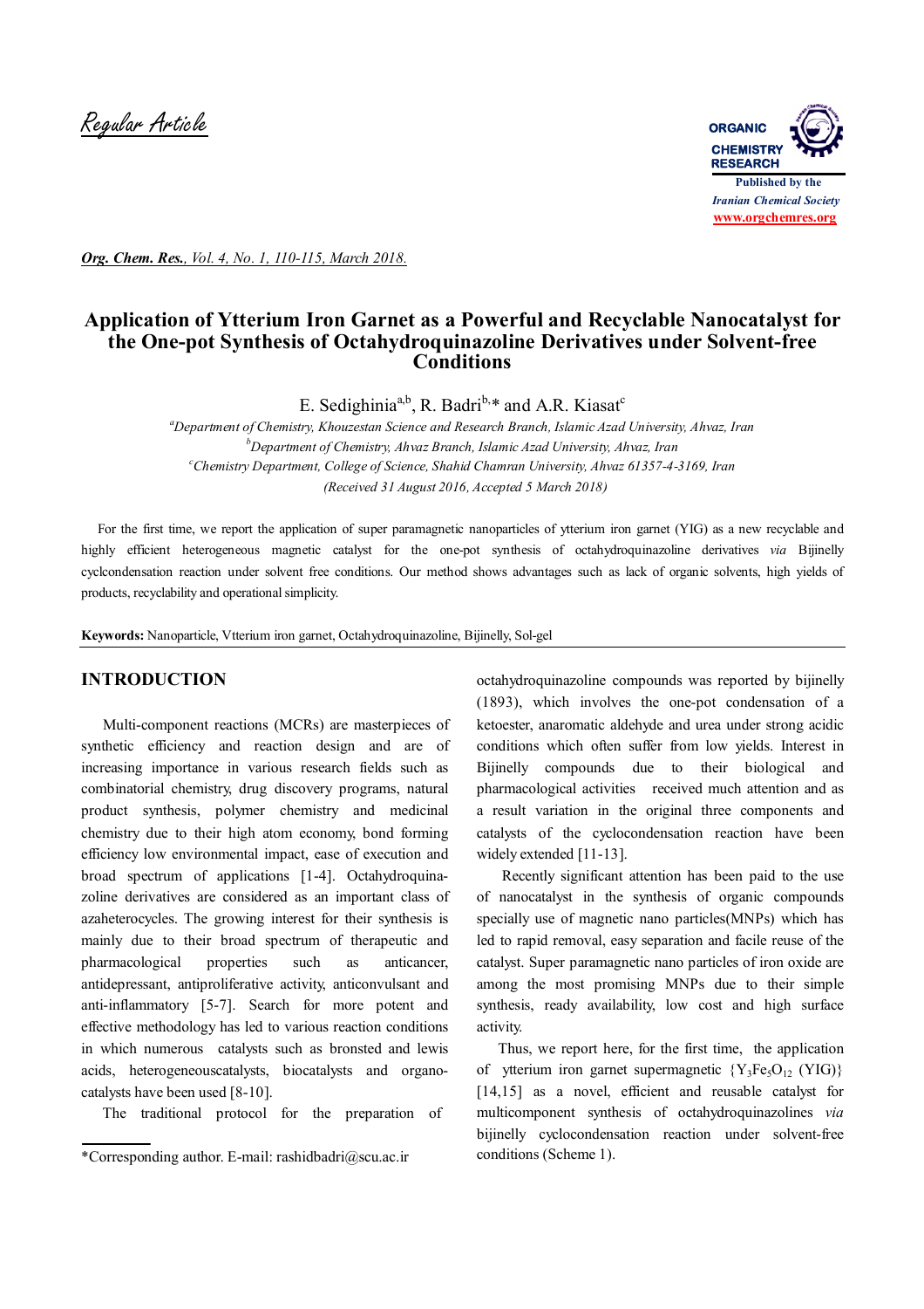Regular Article

# Application of Ytterium Iron Garnet as a Powerful and Recyclable Nanocatalyst for the One-pot Synthesis of Octahydroquinazoline Derivatives under Solvent-free Conditions

E. Sedighinia[a,b], R. Badri[b,]* and A.R. Kiasat[c]

[a]*Department of Chemistry, Khouzestan Science and Research Branch, Islamic Azad University, Ahvaz, Iran*
[b]*Department of Chemistry, Ahvaz Branch, Islamic Azad University, Ahvaz, Iran*
[c]*Chemistry Department, College of Science, Shahid Chamran University, Ahvaz 61357-4-3169, Iran*
*(Received 31 August 2016, Accepted 5 March 2018)*

For the first time, we report the application of super paramagnetic nanoparticles of ytterium iron garnet (YIG) as a new recyclable and highly efficient heterogeneous magnetic catalyst for the one-pot synthesis of octahydroquinazoline derivatives *via* Bijinelly cyclcondensation reaction under solvent free conditions. Our method shows advantages such as lack of organic solvents, high yields of products, recyclability and operational simplicity.

**Keywords:** Nanoparticle, Vtterium iron garnet, Octahydroquinazoline, Bijinelly, Sol-gel

## INTRODUCTION

Multi-component reactions (MCRs) are masterpieces of synthetic efficiency and reaction design and are of increasing importance in various research fields such as combinatorial chemistry, drug discovery programs, natural product synthesis, polymer chemistry and medicinal chemistry due to their high atom economy, bond forming efficiency low environmental impact, ease of execution and broad spectrum of applications [1-4]. Octahydroquinazoline derivatives are considered as an important class of azaheterocycles. The growing interest for their synthesis is mainly due to their broad spectrum of therapeutic and pharmacological properties such as anticancer, antidepressant, antiproliferative activity, anticonvulsant and anti-inflammatory [5-7]. Search for more potent and effective methodology has led to various reaction conditions in which numerous catalysts such as bronsted and lewis acids, heterogeneouscatalysts, biocatalysts and organocatalysts have been used [8-10].

The traditional protocol for the preparation of octahydroquinazoline compounds was reported by bijinelly (1893), which involves the one-pot condensation of a ketoester, anaromatic aldehyde and urea under strong acidic conditions which often suffer from low yields. Interest in Bijinelly compounds due to their biological and pharmacological activities received much attention and as a result variation in the original three components and catalysts of the cyclocondensation reaction have been widely extended [11-13].

Recently significant attention has been paid to the use of nanocatalyst in the synthesis of organic compounds specially use of magnetic nano particles(MNPs) which has led to rapid removal, easy separation and facile reuse of the catalyst. Super paramagnetic nano particles of iron oxide are among the most promising MNPs due to their simple synthesis, ready availability, low cost and high surface activity.

Thus, we report here, for the first time, the application of ytterium iron garnet supermagnetic {$Y_3Fe_5O_{12}$ (YIG)} [14,15] as a novel, efficient and reusable catalyst for multicomponent synthesis of octahydroquinazolines *via* bijinelly cyclocondensation reaction under solvent-free conditions (Scheme 1).

*Corresponding author. E-mail: rashidbadri@scu.ac.ir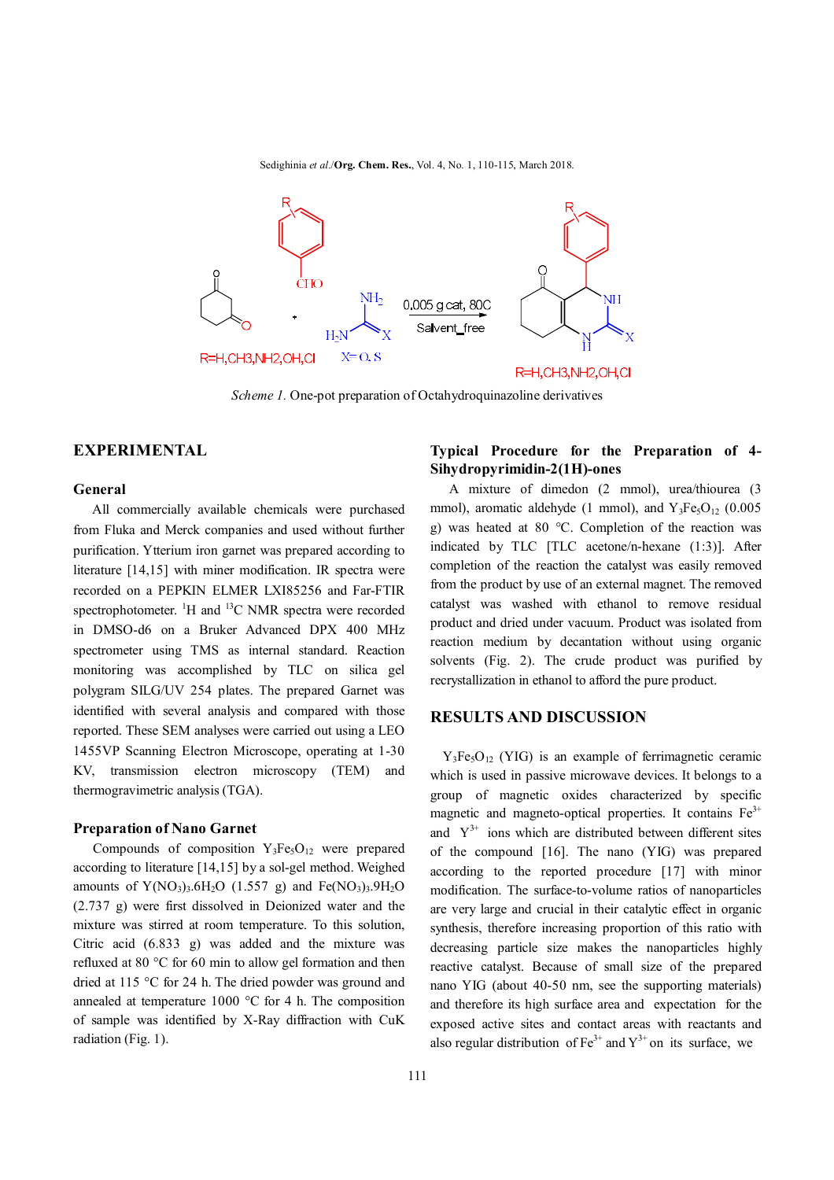*Scheme 1.* One-pot preparation of Octahydroquinazoline derivatives

## EXPERIMENTAL

### General

All commercially available chemicals were purchased from Fluka and Merck companies and used without further purification. Ytterium iron garnet was prepared according to literature [14,15] with miner modification. IR spectra were recorded on a PEPKIN ELMER LXI85256 and Far-FTIR spectrophotometer. $^{1}H$ and $^{13}C$ NMR spectra were recorded in DMSO-d6 on a Bruker Advanced DPX 400 MHz spectrometer using TMS as internal standard. Reaction monitoring was accomplished by TLC on silica gel polygram SILG/UV 254 plates. The prepared Garnet was identified with several analysis and compared with those reported. These SEM analyses were carried out using a LEO 1455VP Scanning Electron Microscope, operating at 1-30 KV, transmission electron microscopy (TEM) and thermogravimetric analysis (TGA).

### Preparation of Nano Garnet

Compounds of composition $Y_3Fe_5O_{12}$ were prepared according to literature [14,15] by a sol-gel method. Weighed amounts of $Y(NO_3)_3.6H_2O$ (1.557 g) and $Fe(NO_3)_3.9H_2O$ (2.737 g) were first dissolved in Deionized water and the mixture was stirred at room temperature. To this solution, Citric acid (6.833 g) was added and the mixture was refluxed at 80 °C for 60 min to allow gel formation and then dried at 115 °C for 24 h. The dried powder was ground and annealed at temperature 1000 °C for 4 h. The composition of sample was identified by X-Ray diffraction with CuK radiation (Fig. 1).

### Typical Procedure for the Preparation of 4-Sihydropyrimidin-2(1H)-ones

A mixture of dimedon (2 mmol), urea/thiourea (3 mmol), aromatic aldehyde (1 mmol), and $Y_3Fe_5O_{12}$ (0.005 g) was heated at 80 °C. Completion of the reaction was indicated by TLC [TLC acetone/n-hexane (1:3)]. After completion of the reaction the catalyst was easily removed from the product by use of an external magnet. The removed catalyst was washed with ethanol to remove residual product and dried under vacuum. Product was isolated from reaction medium by decantation without using organic solvents (Fig. 2). The crude product was purified by recrystallization in ethanol to afford the pure product.

## RESULTS AND DISCUSSION

$Y_3Fe_5O_{12}$ (YIG) is an example of ferrimagnetic ceramic which is used in passive microwave devices. It belongs to a group of magnetic oxides characterized by specific magnetic and magneto-optical properties. It contains $Fe^{3+}$ and $Y^{3+}$ ions which are distributed between different sites of the compound [16]. The nano (YIG) was prepared according to the reported procedure [17] with minor modification. The surface-to-volume ratios of nanoparticles are very large and crucial in their catalytic effect in organic synthesis, therefore increasing proportion of this ratio with decreasing particle size makes the nanoparticles highly reactive catalyst. Because of small size of the prepared nano YIG (about 40-50 nm, see the supporting materials) and therefore its high surface area and expectation for the exposed active sites and contact areas with reactants and also regular distribution of $Fe^{3+}$ and $Y^{3+}$ on its surface, we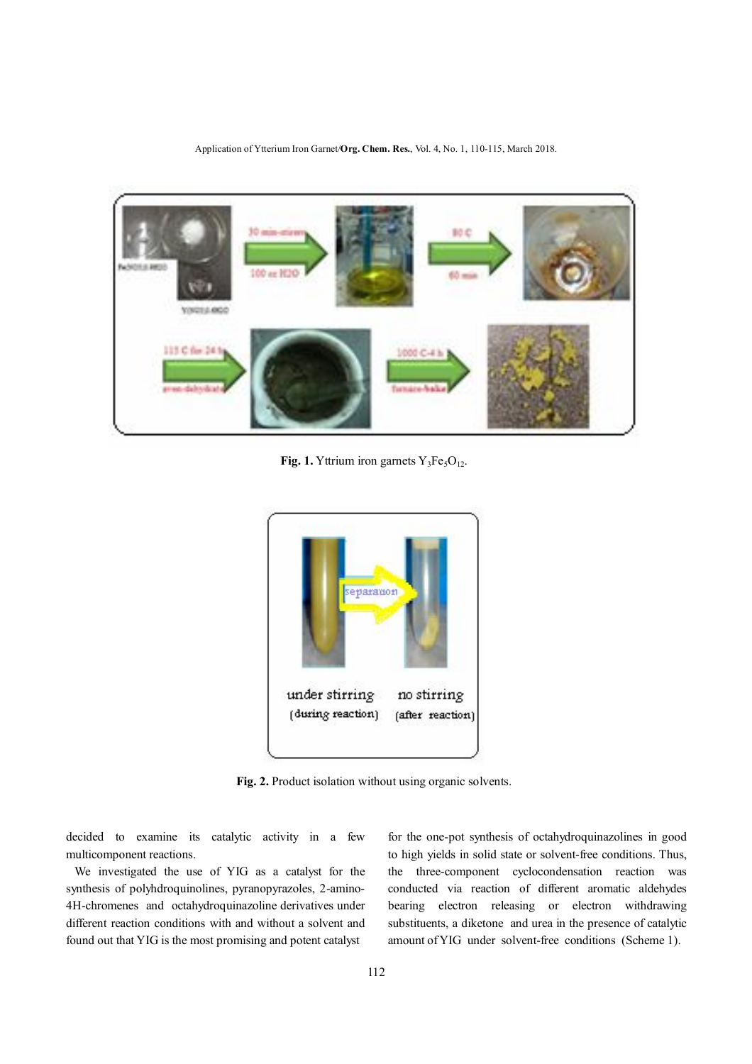**Fig. 1.** Yttrium iron garnets $Y_3Fe_5O_{12}$.

**Fig. 2.** Product isolation without using organic solvents.

decided to examine its catalytic activity in a few multicomponent reactions.

We investigated the use of YIG as a catalyst for the synthesis of polyhdroquinolines, pyranopyrazoles, 2-amino-4H-chromenes and octahydroquinazoline derivatives under different reaction conditions with and without a solvent and found out that YIG is the most promising and potent catalyst for the one-pot synthesis of octahydroquinazolines in good to high yields in solid state or solvent-free conditions. Thus, the three-component cyclocondensation reaction was conducted via reaction of different aromatic aldehydes bearing electron releasing or electron withdrawing substituents, a diketone and urea in the presence of catalytic amount of YIG under solvent-free conditions (Scheme 1).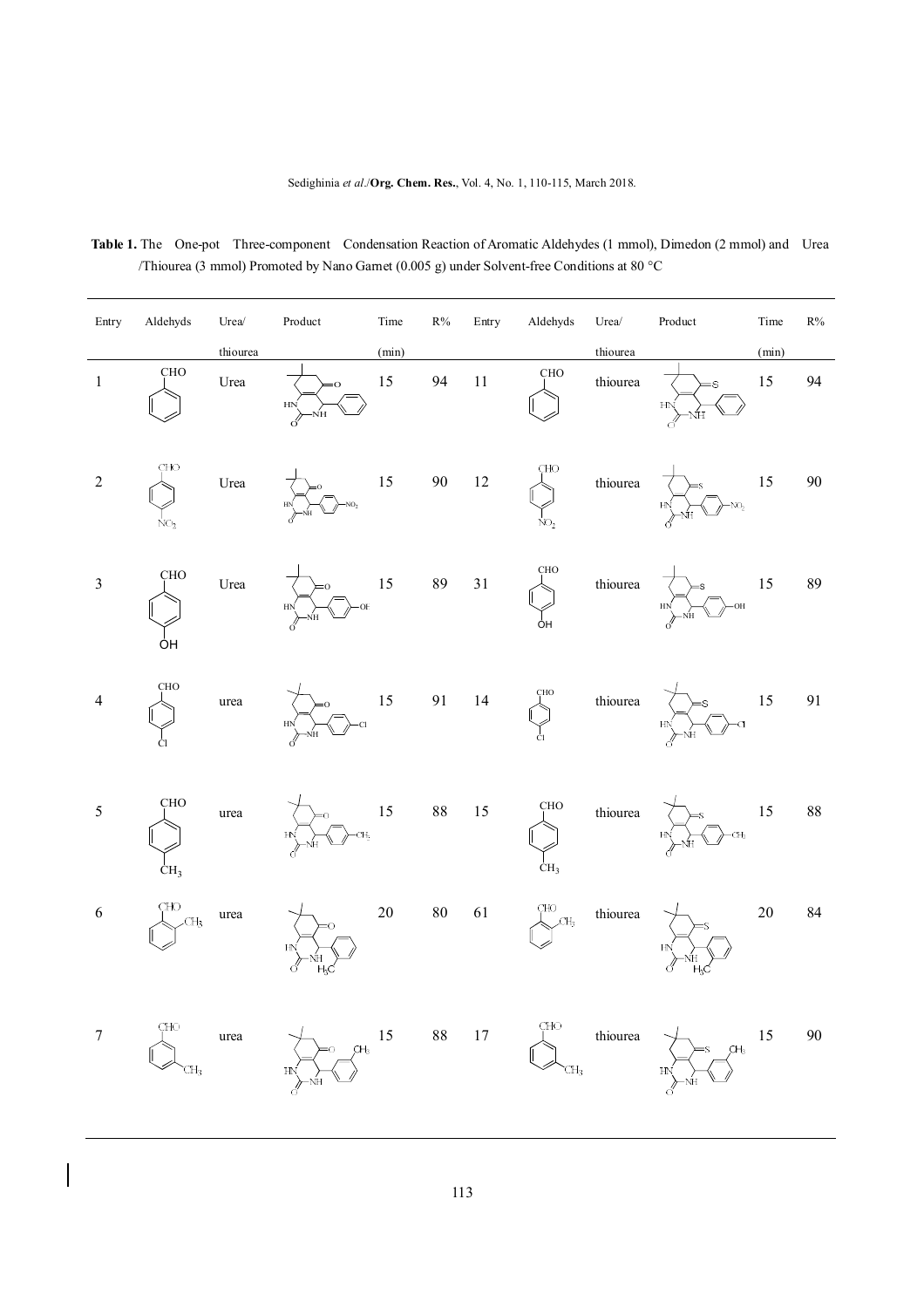**Table 1.** The One-pot Three-component Condensation Reaction of Aromatic Aldehydes (1 mmol), Dimedon (2 mmol) and Urea /Thiourea (3 mmol) Promoted by Nano Garnet (0.005 g) under Solvent-free Conditions at 80 °C

| Entry | Aldehyds | Urea/ thiourea | Product | Time (min) | R% | Entry | Aldehyds | Urea/ thiourea | Product | Time (min) | R% |
|---|---|---|---|---|---|---|---|---|---|---|---|
| 1 | | Urea | | 15 | 94 | 11 | | thiourea | | 15 | 94 |
| 2 | | Urea | | 15 | 90 | 12 | | thiourea | | 15 | 90 |
| 3 | | Urea | | 15 | 89 | 31 | | thiourea | | 15 | 89 |
| 4 | | urea | | 15 | 91 | 14 | | thiourea | | 15 | 91 |
| 5 | | urea | | 15 | 88 | 15 | | thiourea | | 15 | 88 |
| 6 | | urea | | 20 | 80 | 61 | | thiourea | | 20 | 84 |
| 7 | | urea | | 15 | 88 | 17 | | thiourea | | 15 | 90 |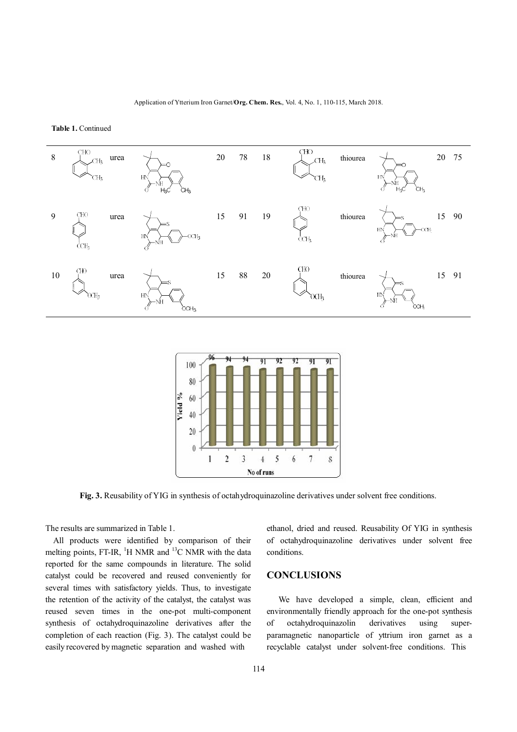**Table 1.** Continued

| 8 | 2,3-dimethylbenzaldehyde | urea | | 20 | 78 | 18 | 2,3-dimethylbenzaldehyde | thiourea | | 20 | 75 |
|---|---|---|---|---|---|---|---|---|---|---|---|
| 9 | 4-methoxybenzaldehyde | urea | | 15 | 91 | 19 | 4-methoxybenzaldehyde | thiourea | | 15 | 90 |
| 10 | 3-methoxybenzaldehyde | urea | | 15 | 88 | 20 | 3-methoxybenzaldehyde | thiourea | | 15 | 91 |

**Fig. 3.** Reusability of YIG in synthesis of octahydroquinazoline derivatives under solvent free conditions.

The results are summarized in Table 1.

All products were identified by comparison of their melting points, FT-IR, $^{1}H$ NMR and $^{13}C$ NMR with the data reported for the same compounds in literature. The solid catalyst could be recovered and reused conveniently for several times with satisfactory yields. Thus, to investigate the retention of the activity of the catalyst, the catalyst was reused seven times in the one-pot multi-component synthesis of octahydroquinazoline derivatives after the completion of each reaction (Fig. 3). The catalyst could be easily recovered by magnetic separation and washed with ethanol, dried and reused. Reusability Of YIG in synthesis of octahydroquinazoline derivatives under solvent free conditions.

## CONCLUSIONS

We have developed a simple, clean, efficient and environmentally friendly approach for the one-pot synthesis of octahydroquinazolin derivatives using super-paramagnetic nanoparticle of yttrium iron garnet as a recyclable catalyst under solvent-free conditions. This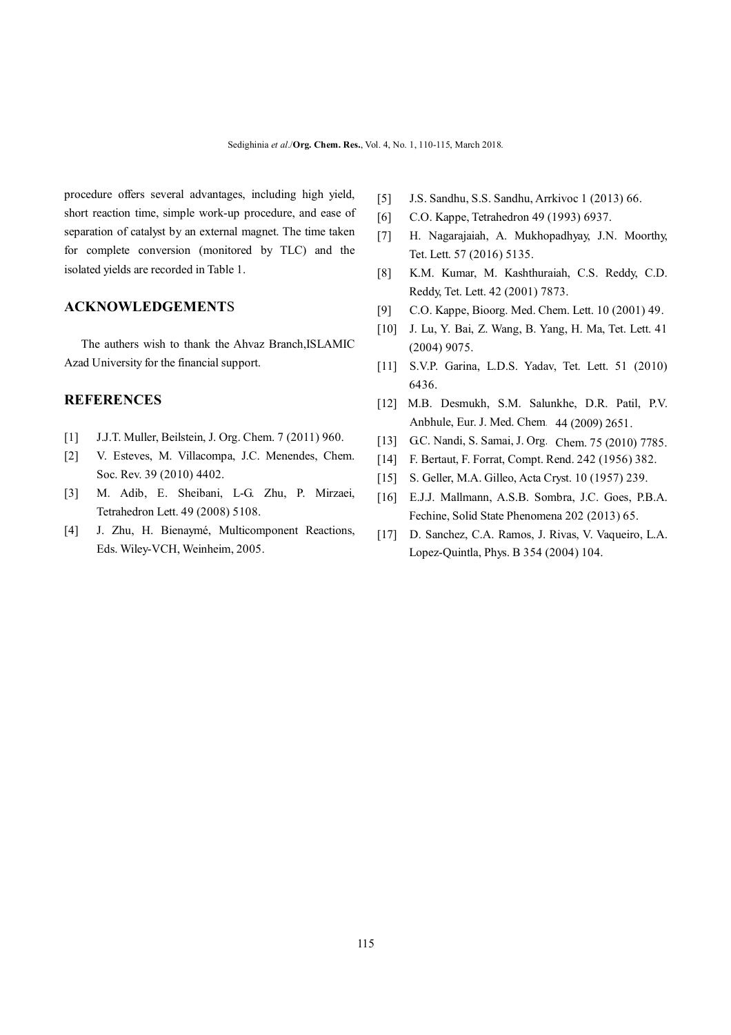procedure offers several advantages, including high yield, short reaction time, simple work-up procedure, and ease of separation of catalyst by an external magnet. The time taken for complete conversion (monitored by TLC) and the isolated yields are recorded in Table 1.

## ACKNOWLEDGEMENTS

The authers wish to thank the Ahvaz Branch,ISLAMIC Azad University for the financial support.

## REFERENCES

[1] J.J.T. Muller, Beilstein, J. Org. Chem. 7 (2011) 960.

[2] V. Esteves, M. Villacompa, J.C. Menendes, Chem. Soc. Rev. 39 (2010) 4402.

[3] M. Adib, E. Sheibani, L-G. Zhu, P. Mirzaei, Tetrahedron Lett. 49 (2008) 5108.

[4] J. Zhu, H. Bienaymé, Multicomponent Reactions, Eds. Wiley-VCH, Weinheim, 2005.

[5] J.S. Sandhu, S.S. Sandhu, Arrkivoc 1 (2013) 66.

[6] C.O. Kappe, Tetrahedron 49 (1993) 6937.

[7] H. Nagarajaiah, A. Mukhopadhyay, J.N. Moorthy, Tet. Lett. 57 (2016) 5135.

[8] K.M. Kumar, M. Kashthuraiah, C.S. Reddy, C.D. Reddy, Tet. Lett. 42 (2001) 7873.

[9] C.O. Kappe, Bioorg. Med. Chem. Lett. 10 (2001) 49.

[10] J. Lu, Y. Bai, Z. Wang, B. Yang, H. Ma, Tet. Lett. 41 (2004) 9075.

[11] S.V.P. Garina, L.D.S. Yadav, Tet. Lett. 51 (2010) 6436.

[12] M.B. Desmukh, S.M. Salunkhe, D.R. Patil, P.V. Anbhule, Eur. J. Med. Chem. 44 (2009) 2651.

[13] G.C. Nandi, S. Samai, J. Org. Chem. 75 (2010) 7785.

[14] F. Bertaut, F. Forrat, Compt. Rend. 242 (1956) 382.

[15] S. Geller, M.A. Gilleo, Acta Cryst. 10 (1957) 239.

[16] E.J.J. Mallmann, A.S.B. Sombra, J.C. Goes, P.B.A. Fechine, Solid State Phenomena 202 (2013) 65.

[17] D. Sanchez, C.A. Ramos, J. Rivas, V. Vaqueiro, L.A. Lopez-Quintla, Phys. B 354 (2004) 104.